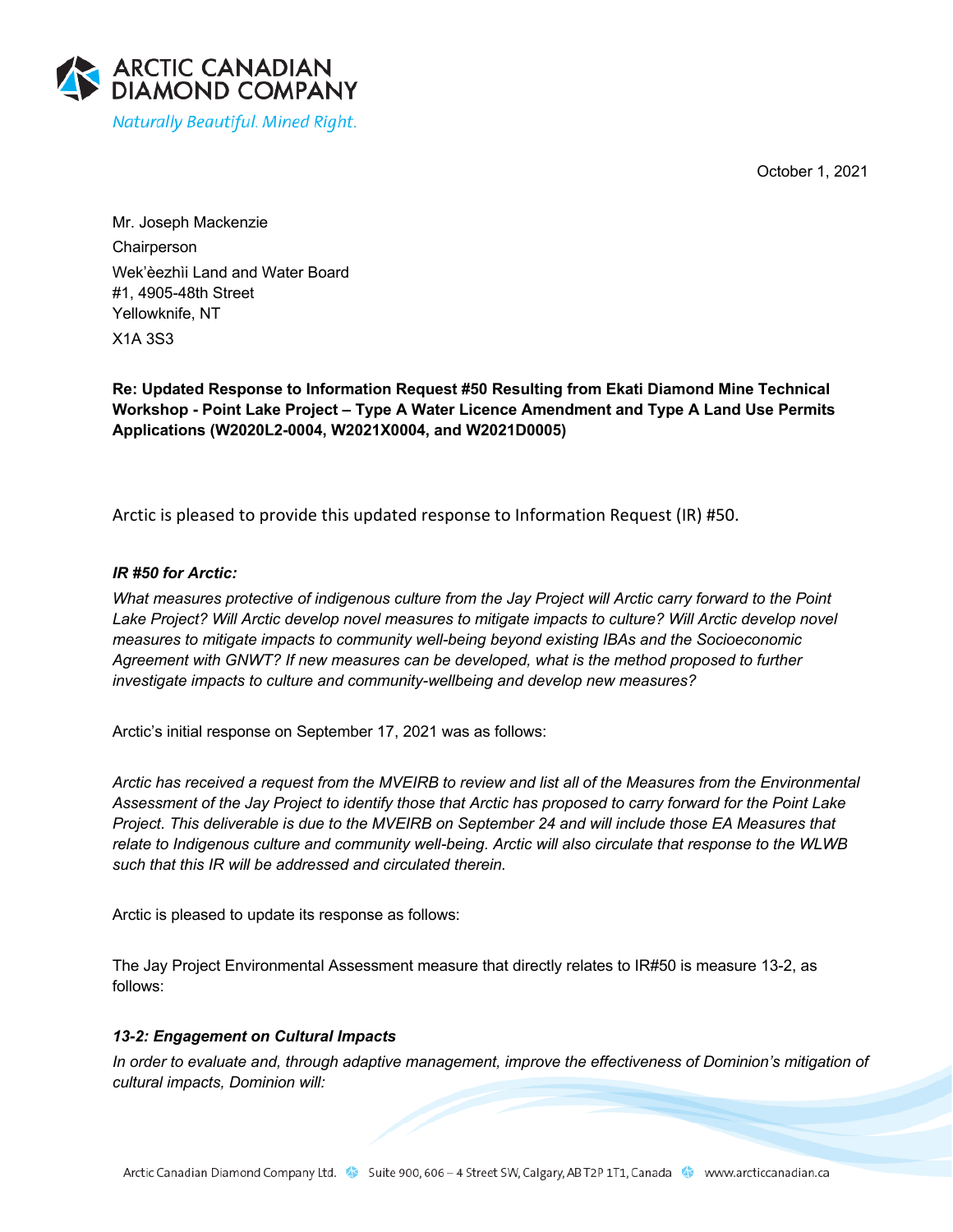ARCTIC CANADIAN DIAMOND COMPANY

*Naturally Beautiful. Mined Right.*

October 1, 2021

Mr. Joseph Mackenzie
Chairperson
Wek'èezhìi Land and Water Board
#1, 4905-48th Street
Yellowknife, NT
X1A 3S3

**Re: Updated Response to Information Request #50 Resulting from Ekati Diamond Mine Technical Workshop - Point Lake Project – Type A Water Licence Amendment and Type A Land Use Permits Applications (W2020L2-0004, W2021X0004, and W2021D0005)**

Arctic is pleased to provide this updated response to Information Request (IR) #50.

***IR #50 for Arctic:***

*What measures protective of indigenous culture from the Jay Project will Arctic carry forward to the Point Lake Project? Will Arctic develop novel measures to mitigate impacts to culture? Will Arctic develop novel measures to mitigate impacts to community well-being beyond existing IBAs and the Socioeconomic Agreement with GNWT? If new measures can be developed, what is the method proposed to further investigate impacts to culture and community-wellbeing and develop new measures?*

Arctic's initial response on September 17, 2021 was as follows:

*Arctic has received a request from the MVEIRB to review and list all of the Measures from the Environmental Assessment of the Jay Project to identify those that Arctic has proposed to carry forward for the Point Lake Project. This deliverable is due to the MVEIRB on September 24 and will include those EA Measures that relate to Indigenous culture and community well-being. Arctic will also circulate that response to the WLWB such that this IR will be addressed and circulated therein.*

Arctic is pleased to update its response as follows:

The Jay Project Environmental Assessment measure that directly relates to IR#50 is measure 13-2, as follows:

***13-2: Engagement on Cultural Impacts***

*In order to evaluate and, through adaptive management, improve the effectiveness of Dominion's mitigation of cultural impacts, Dominion will:*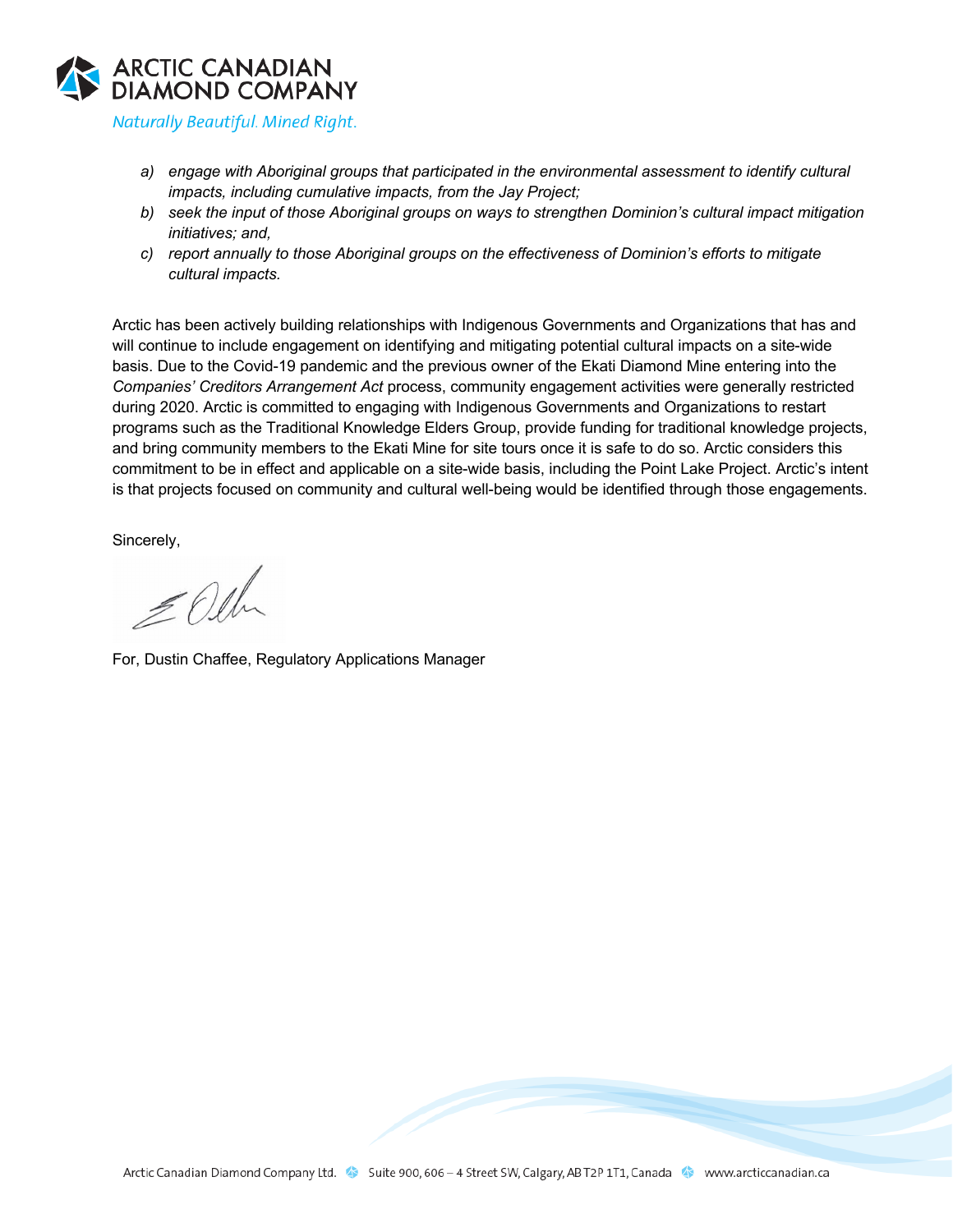*a) engage with Aboriginal groups that participated in the environmental assessment to identify cultural impacts, including cumulative impacts, from the Jay Project;*

*b) seek the input of those Aboriginal groups on ways to strengthen Dominion's cultural impact mitigation initiatives; and,*

*c) report annually to those Aboriginal groups on the effectiveness of Dominion's efforts to mitigate cultural impacts.*

Arctic has been actively building relationships with Indigenous Governments and Organizations that has and will continue to include engagement on identifying and mitigating potential cultural impacts on a site-wide basis. Due to the Covid-19 pandemic and the previous owner of the Ekati Diamond Mine entering into the *Companies' Creditors Arrangement Act* process, community engagement activities were generally restricted during 2020. Arctic is committed to engaging with Indigenous Governments and Organizations to restart programs such as the Traditional Knowledge Elders Group, provide funding for traditional knowledge projects, and bring community members to the Ekati Mine for site tours once it is safe to do so. Arctic considers this commitment to be in effect and applicable on a site-wide basis, including the Point Lake Project. Arctic's intent is that projects focused on community and cultural well-being would be identified through those engagements.

Sincerely,

For, Dustin Chaffee, Regulatory Applications Manager